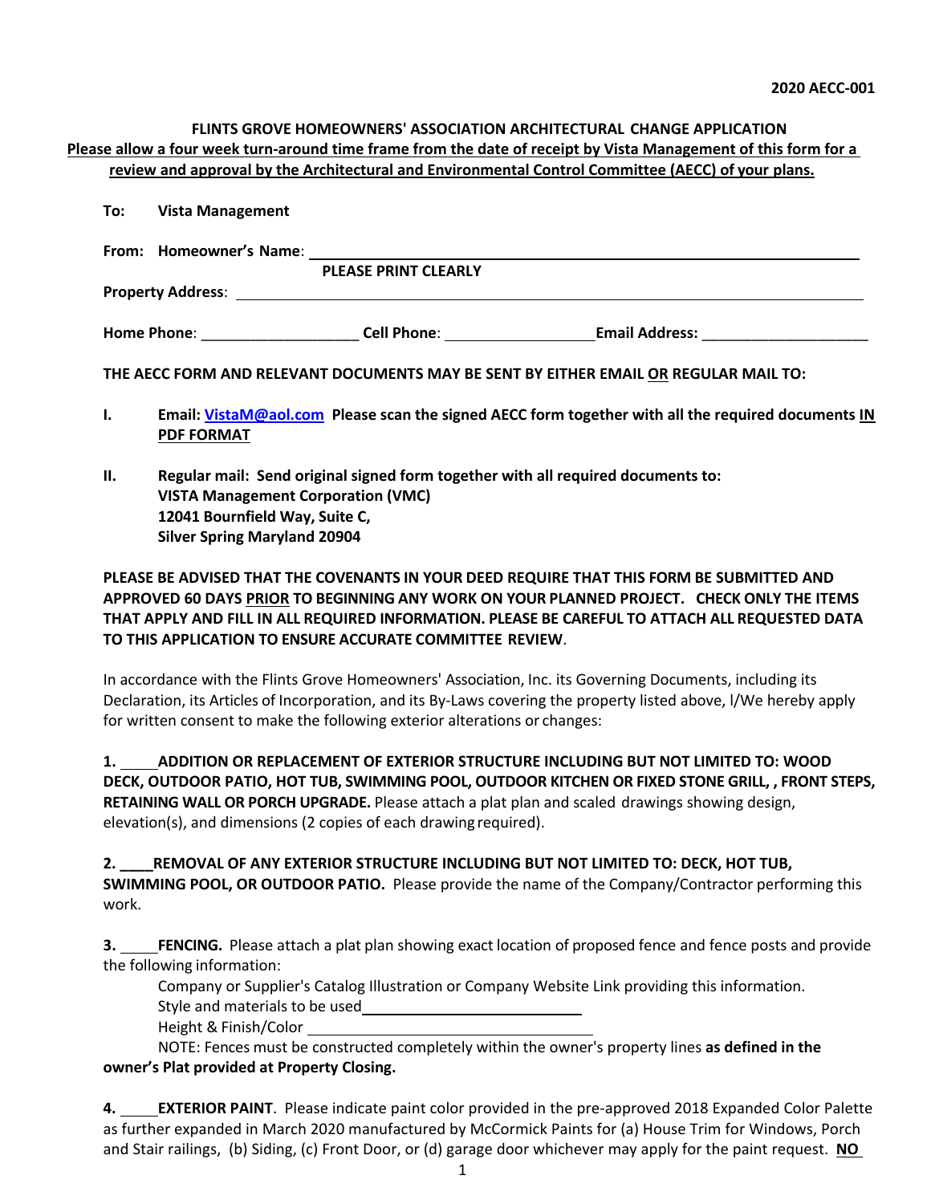**2020 AECC-001**

**FLINTS GROVE HOMEOWNERS' ASSOCIATION ARCHITECTURAL CHANGE APPLICATION**

**<u>Please allow a four week turn-around time frame from the date of receipt by Vista Management of this form for a review and approval by the Architectural and Environmental Control Committee (AECC) of your plans.</u>**

**To:** **Vista Management**

**From:** **Homeowner's Name**: ______________________________________________

**PLEASE PRINT CLEARLY**

**Property Address**: ______________________________________________

**Home Phone**: ____________________ **Cell Phone**: ____________________ **Email Address**: ____________________

**THE AECC FORM AND RELEVANT DOCUMENTS MAY BE SENT BY EITHER EMAIL <u>OR</u> REGULAR MAIL TO:**

**I.** **Email: VistaM@aol.com Please scan the signed AECC form together with all the required documents <u>IN PDF FORMAT</u>**

**II.** **Regular mail: Send original signed form together with all required documents to:**
**VISTA Management Corporation (VMC)**
**12041 Bournfield Way, Suite C,**
**Silver Spring Maryland 20904**

**PLEASE BE ADVISED THAT THE COVENANTS IN YOUR DEED REQUIRE THAT THIS FORM BE SUBMITTED AND APPROVED 60 DAYS <u>PRIOR</u> TO BEGINNING ANY WORK ON YOUR PLANNED PROJECT. CHECK ONLY THE ITEMS THAT APPLY AND FILL IN ALL REQUIRED INFORMATION. PLEASE BE CAREFUL TO ATTACH ALL REQUESTED DATA TO THIS APPLICATION TO ENSURE ACCURATE COMMITTEE REVIEW**.

In accordance with the Flints Grove Homeowners' Association, Inc. its Governing Documents, including its Declaration, its Articles of Incorporation, and its By-Laws covering the property listed above, I/We hereby apply for written consent to make the following exterior alterations or changes:

**1. \_\_\_\_\_ ADDITION OR REPLACEMENT OF EXTERIOR STRUCTURE INCLUDING BUT NOT LIMITED TO: WOOD DECK, OUTDOOR PATIO, HOT TUB, SWIMMING POOL, OUTDOOR KITCHEN OR FIXED STONE GRILL, , FRONT STEPS, RETAINING WALL OR PORCH UPGRADE.** Please attach a plat plan and scaled drawings showing design, elevation(s), and dimensions (2 copies of each drawing required).

**2. \_\_\_\_REMOVAL OF ANY EXTERIOR STRUCTURE INCLUDING BUT NOT LIMITED TO: DECK, HOT TUB, SWIMMING POOL, OR OUTDOOR PATIO.** Please provide the name of the Company/Contractor performing this work.

**3. \_\_\_\_\_ FENCING.** Please attach a plat plan showing exact location of proposed fence and fence posts and provide the following information:

Company or Supplier's Catalog Illustration or Company Website Link providing this information.

Style and materials to be used ______________________________

Height & Finish/Color ______________________________

NOTE: Fences must be constructed completely within the owner's property lines **as defined in the owner's Plat provided at Property Closing.**

**4. \_\_\_\_\_ EXTERIOR PAINT**. Please indicate paint color provided in the pre-approved 2018 Expanded Color Palette as further expanded in March 2020 manufactured by McCormick Paints for (a) House Trim for Windows, Porch and Stair railings, (b) Siding, (c) Front Door, or (d) garage door whichever may apply for the paint request. **<u>NO</u>**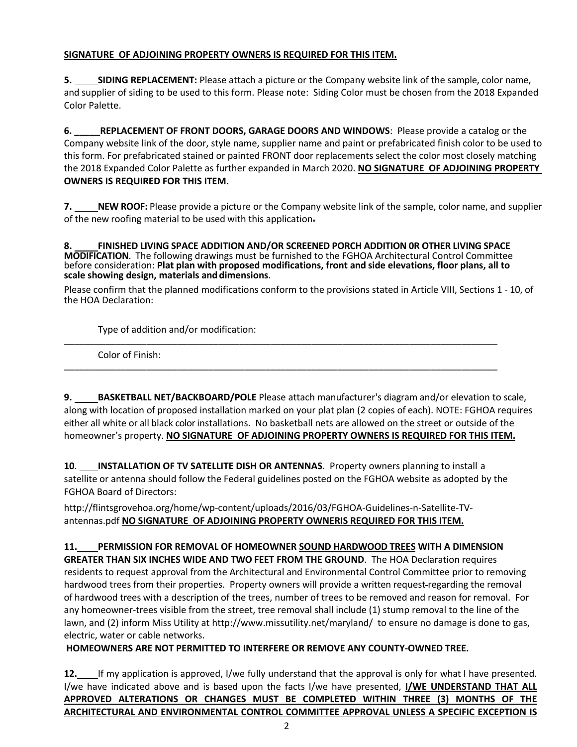**SIGNATURE OF ADJOINING PROPERTY OWNERS IS REQUIRED FOR THIS ITEM.**

**5.** ____**SIDING REPLACEMENT:** Please attach a picture or the Company website link of the sample, color name, and supplier of siding to be used to this form. Please note: Siding Color must be chosen from the 2018 Expanded Color Palette.

**6. _____REPLACEMENT OF FRONT DOORS, GARAGE DOORS AND WINDOWS**: Please provide a catalog or the Company website link of the door, style name, supplier name and paint or prefabricated finish color to be used to this form. For prefabricated stained or painted FRONT door replacements select the color most closely matching the 2018 Expanded Color Palette as further expanded in March 2020. **NO SIGNATURE OF ADJOINING PROPERTY OWNERS IS REQUIRED FOR THIS ITEM.**

**7.** ____**NEW ROOF:** Please provide a picture or the Company website link of the sample, color name, and supplier of the new roofing material to be used with this application.

**8.** ____**FINISHED LIVING SPACE ADDITION AND/OR SCREENED PORCH ADDITION 0R OTHER LIVING SPACE MODIFICATION**. The following drawings must be furnished to the FGHOA Architectural Control Committee before consideration: **Plat plan with proposed modifications, front and side elevations, floor plans, all to scale showing design, materials and dimensions**.

Please confirm that the planned modifications conform to the provisions stated in Article VIII, Sections 1 - 10, of the HOA Declaration:

Type of addition and/or modification:

________________________________________________________________________________________

Color of Finish:

________________________________________________________________________________________

**9.** ____**BASKETBALL NET/BACKBOARD/POLE** Please attach manufacturer's diagram and/or elevation to scale, along with location of proposed installation marked on your plat plan (2 copies of each). NOTE: FGHOA requires either all white or all black color installations. No basketball nets are allowed on the street or outside of the homeowner's property. **NO SIGNATURE OF ADJOINING PROPERTY OWNERS IS REQUIRED FOR THIS ITEM.**

**10**. ____**INSTALLATION OF TV SATELLITE DISH OR ANTENNAS**. Property owners planning to install a satellite or antenna should follow the Federal guidelines posted on the FGHOA website as adopted by the FGHOA Board of Directors:

http://flintsgrovehoa.org/home/wp-content/uploads/2016/03/FGHOA-Guidelines-n-Satellite-TV-antennas.pdf **NO SIGNATURE OF ADJOINING PROPERTY OWNERIS REQUIRED FOR THIS ITEM.**

**11.** ____**PERMISSION FOR REMOVAL OF HOMEOWNER SOUND HARDWOOD TREES WITH A DIMENSION GREATER THAN SIX INCHES WIDE AND TWO FEET FROM THE GROUND**. The HOA Declaration requires residents to request approval from the Architectural and Environmental Control Committee prior to removing hardwood trees from their properties. Property owners will provide a written request regarding the removal of hardwood trees with a description of the trees, number of trees to be removed and reason for removal. For any homeowner-trees visible from the street, tree removal shall include (1) stump removal to the line of the lawn, and (2) inform Miss Utility at http://www.missutility.net/maryland/ to ensure no damage is done to gas, electric, water or cable networks.

**HOMEOWNERS ARE NOT PERMITTED TO INTERFERE OR REMOVE ANY COUNTY-OWNED TREE.**

**12.** ____If my application is approved, I/we fully understand that the approval is only for what I have presented. I/we have indicated above and is based upon the facts I/we have presented, **I/WE UNDERSTAND THAT ALL APPROVED ALTERATIONS OR CHANGES MUST BE COMPLETED WITHIN THREE (3) MONTHS OF THE ARCHITECTURAL AND ENVIRONMENTAL CONTROL COMMITTEE APPROVAL UNLESS A SPECIFIC EXCEPTION IS**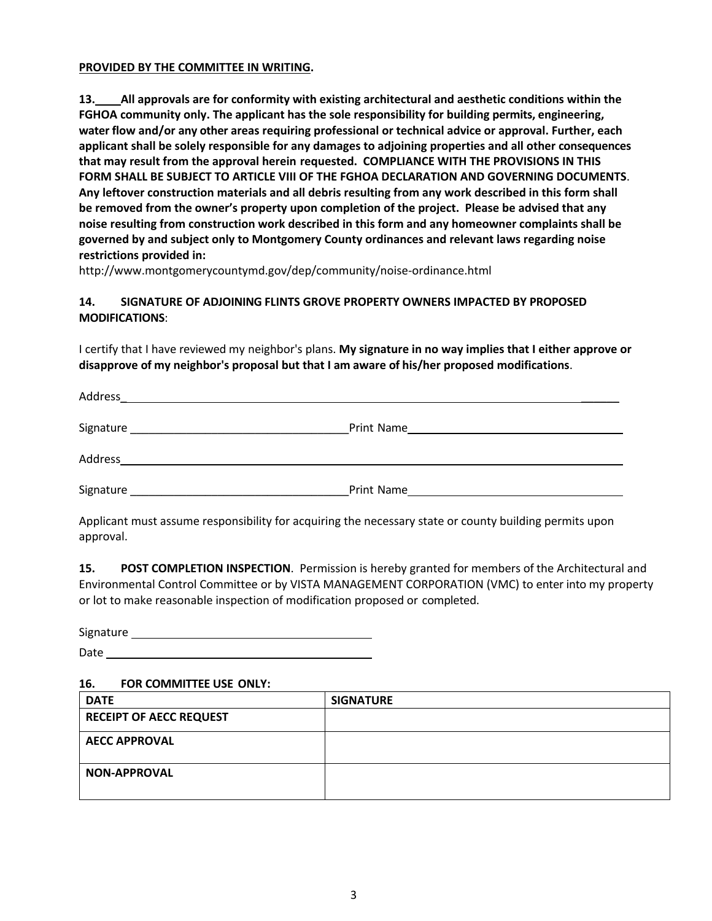**PROVIDED BY THE COMMITTEE IN WRITING.**

**13.____All approvals are for conformity with existing architectural and aesthetic conditions within the FGHOA community only. The applicant has the sole responsibility for building permits, engineering, water flow and/or any other areas requiring professional or technical advice or approval. Further, each applicant shall be solely responsible for any damages to adjoining properties and all other consequences that may result from the approval herein requested. COMPLIANCE WITH THE PROVISIONS IN THIS FORM SHALL BE SUBJECT TO ARTICLE VIII OF THE FGHOA DECLARATION AND GOVERNING DOCUMENTS. Any leftover construction materials and all debris resulting from any work described in this form shall be removed from the owner's property upon completion of the project. Please be advised that any noise resulting from construction work described in this form and any homeowner complaints shall be governed by and subject only to Montgomery County ordinances and relevant laws regarding noise restrictions provided in:**
http://www.montgomerycountymd.gov/dep/community/noise-ordinance.html

**14. SIGNATURE OF ADJOINING FLINTS GROVE PROPERTY OWNERS IMPACTED BY PROPOSED MODIFICATIONS**:

I certify that I have reviewed my neighbor's plans. **My signature in no way implies that I either approve or disapprove of my neighbor's proposal but that I am aware of his/her proposed modifications**.

Address_______________________________________________________________

Signature ___________________________ Print Name___________________________

Address_______________________________________________________________

Signature ___________________________ Print Name___________________________

Applicant must assume responsibility for acquiring the necessary state or county building permits upon approval.

**15. POST COMPLETION INSPECTION**. Permission is hereby granted for members of the Architectural and Environmental Control Committee or by VISTA MANAGEMENT CORPORATION (VMC) to enter into my property or lot to make reasonable inspection of modification proposed or completed.

Signature ______________________________

Date ______________________________

**16. FOR COMMITTEE USE ONLY:**

| DATE | SIGNATURE |
|---|---|
| RECEIPT OF AECC REQUEST | |
| AECC APPROVAL | |
| NON-APPROVAL | |